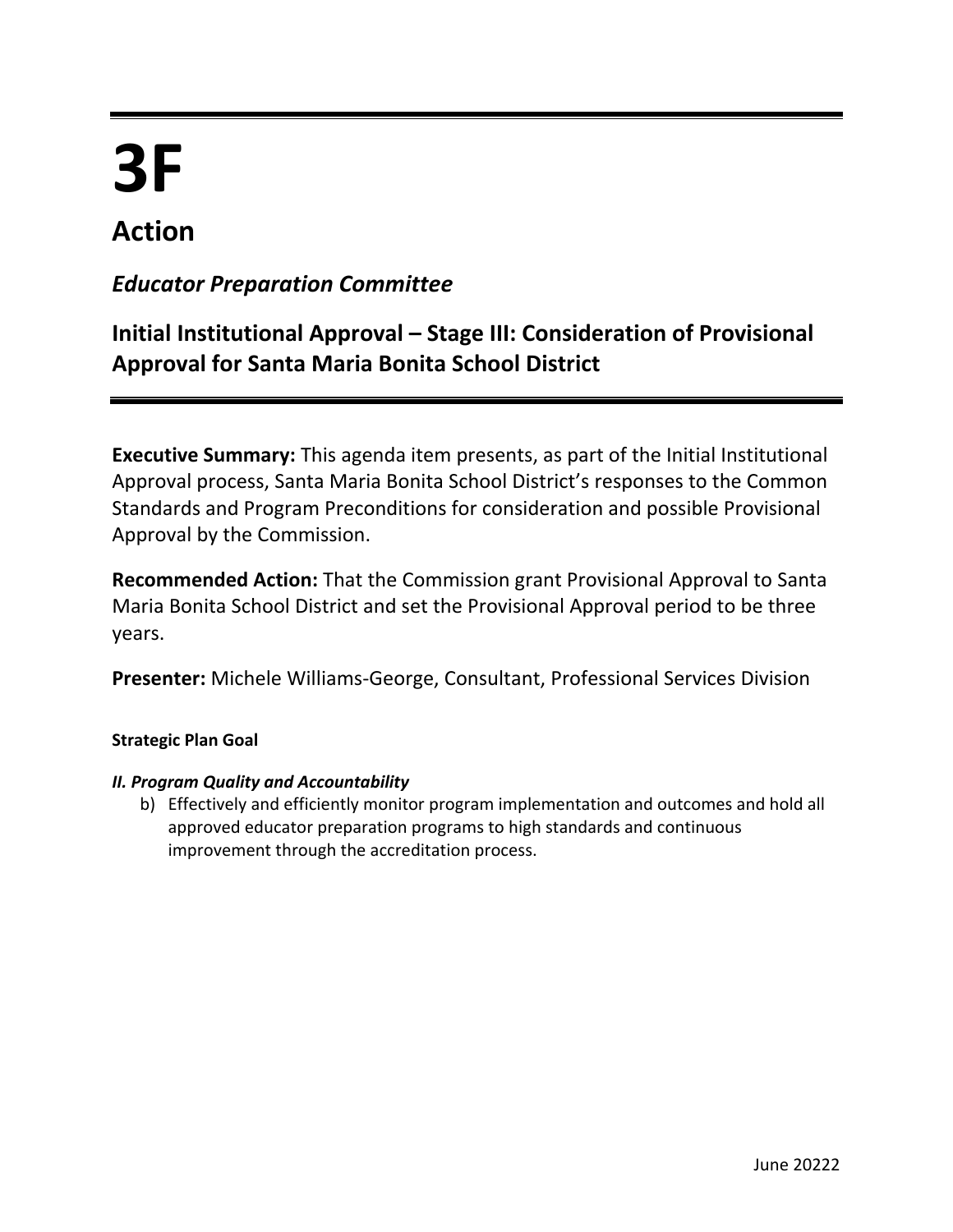# 3F

## Action

### *Educator Preparation Committee*

### Initial Institutional Approval – Stage III: Consideration of Provisional Approval for Santa Maria Bonita School District

**Executive Summary:** This agenda item presents, as part of the Initial Institutional Approval process, Santa Maria Bonita School District's responses to the Common Standards and Program Preconditions for consideration and possible Provisional Approval by the Commission.

**Recommended Action:** That the Commission grant Provisional Approval to Santa Maria Bonita School District and set the Provisional Approval period to be three years.

**Presenter:** Michele Williams-George, Consultant, Professional Services Division

**Strategic Plan Goal**

***II. Program Quality and Accountability***

b) Effectively and efficiently monitor program implementation and outcomes and hold all approved educator preparation programs to high standards and continuous improvement through the accreditation process.

June 20222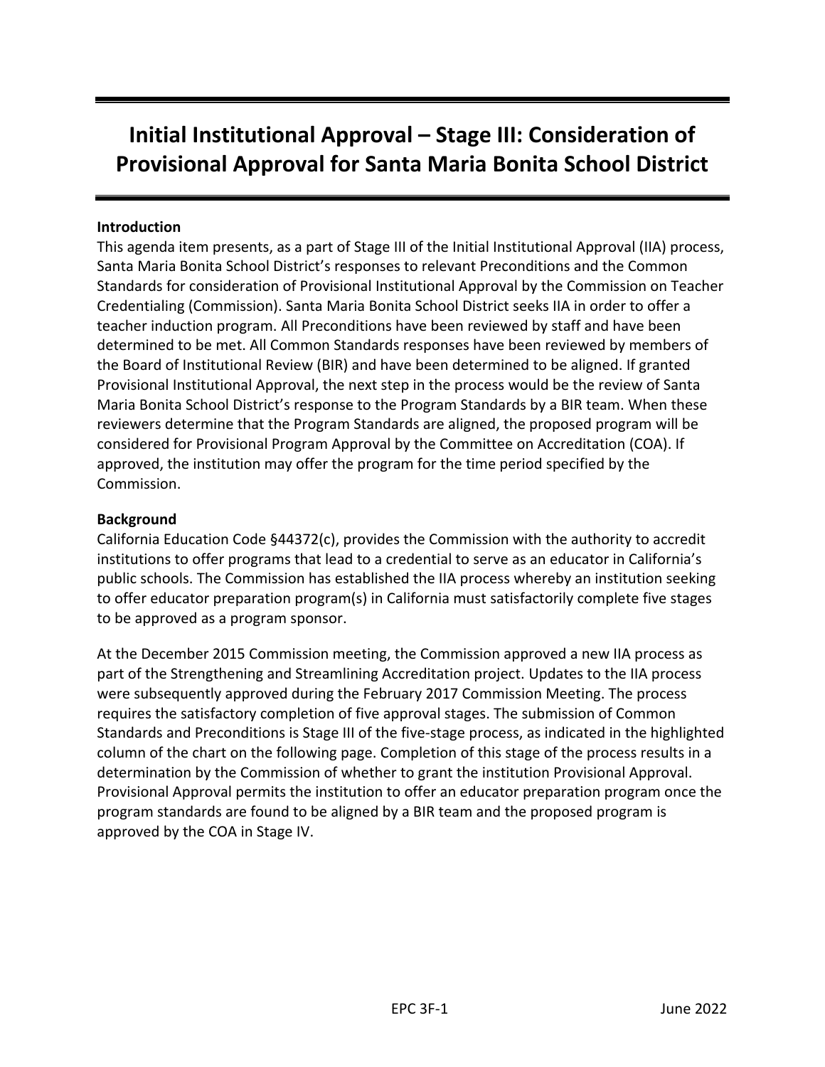# Initial Institutional Approval – Stage III: Consideration of Provisional Approval for Santa Maria Bonita School District

**Introduction**

This agenda item presents, as a part of Stage III of the Initial Institutional Approval (IIA) process, Santa Maria Bonita School District's responses to relevant Preconditions and the Common Standards for consideration of Provisional Institutional Approval by the Commission on Teacher Credentialing (Commission). Santa Maria Bonita School District seeks IIA in order to offer a teacher induction program. All Preconditions have been reviewed by staff and have been determined to be met. All Common Standards responses have been reviewed by members of the Board of Institutional Review (BIR) and have been determined to be aligned. If granted Provisional Institutional Approval, the next step in the process would be the review of Santa Maria Bonita School District's response to the Program Standards by a BIR team. When these reviewers determine that the Program Standards are aligned, the proposed program will be considered for Provisional Program Approval by the Committee on Accreditation (COA). If approved, the institution may offer the program for the time period specified by the Commission.

**Background**

California Education Code §44372(c), provides the Commission with the authority to accredit institutions to offer programs that lead to a credential to serve as an educator in California's public schools. The Commission has established the IIA process whereby an institution seeking to offer educator preparation program(s) in California must satisfactorily complete five stages to be approved as a program sponsor.

At the December 2015 Commission meeting, the Commission approved a new IIA process as part of the Strengthening and Streamlining Accreditation project. Updates to the IIA process were subsequently approved during the February 2017 Commission Meeting. The process requires the satisfactory completion of five approval stages. The submission of Common Standards and Preconditions is Stage III of the five-stage process, as indicated in the highlighted column of the chart on the following page. Completion of this stage of the process results in a determination by the Commission of whether to grant the institution Provisional Approval. Provisional Approval permits the institution to offer an educator preparation program once the program standards are found to be aligned by a BIR team and the proposed program is approved by the COA in Stage IV.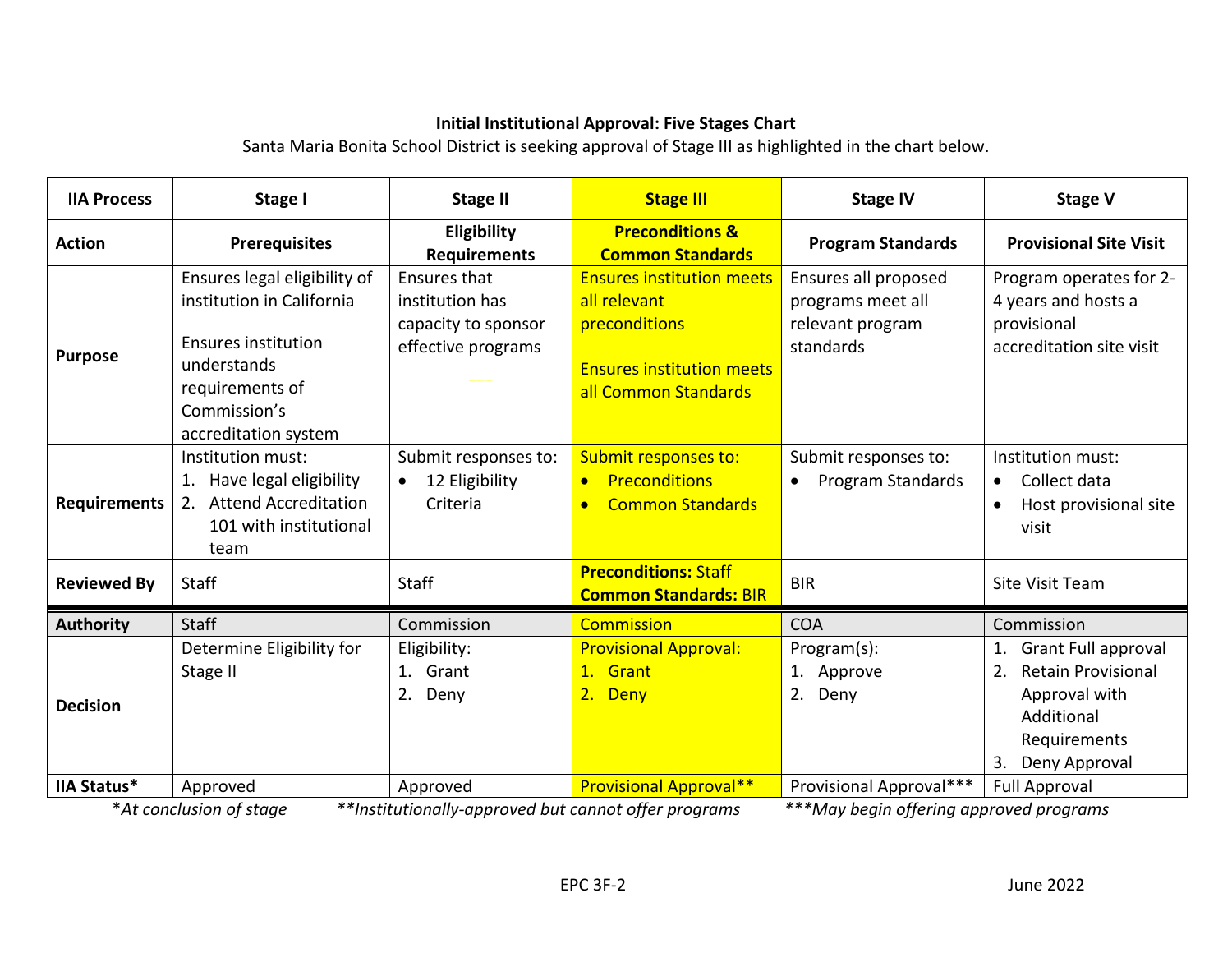**Initial Institutional Approval: Five Stages Chart**

Santa Maria Bonita School District is seeking approval of Stage III as highlighted in the chart below.

| IIA Process | Stage I | Stage II | Stage III | Stage IV | Stage V |
|---|---|---|---|---|---|
| **Action** | **Prerequisites** | **Eligibility Requirements** | **Preconditions & Common Standards** | **Program Standards** | **Provisional Site Visit** |
| **Purpose** | Ensures legal eligibility of institution in California<br><br>Ensures institution understands requirements of Commission's accreditation system | Ensures that institution has capacity to sponsor effective programs | Ensures institution meets all relevant preconditions<br><br>Ensures institution meets all Common Standards | Ensures all proposed programs meet all relevant program standards | Program operates for 2-4 years and hosts a provisional accreditation site visit |
| **Requirements** | Institution must:<br>1. Have legal eligibility<br>2. Attend Accreditation 101 with institutional team | Submit responses to:<br>• 12 Eligibility Criteria | Submit responses to:<br>• Preconditions<br>• Common Standards | Submit responses to:<br>• Program Standards | Institution must:<br>• Collect data<br>• Host provisional site visit |
| **Reviewed By** | Staff | Staff | **Preconditions:** Staff<br>**Common Standards:** BIR | BIR | Site Visit Team |
| **Authority** | Staff | Commission | Commission | COA | Commission |
| **Decision** | Determine Eligibility for Stage II | Eligibility:<br>1. Grant<br>2. Deny | Provisional Approval:<br>1. Grant<br>2. Deny | Program(s):<br>1. Approve<br>2. Deny | 1. Grant Full approval<br>2. Retain Provisional Approval with Additional Requirements<br>3. Deny Approval |
| **IIA Status*** | Approved | Approved | Provisional Approval** | Provisional Approval*** | Full Approval |

*\*At conclusion of stage* *\*\*Institutionally-approved but cannot offer programs* *\*\*\*May begin offering approved programs*

EPC 3F-2 June 2022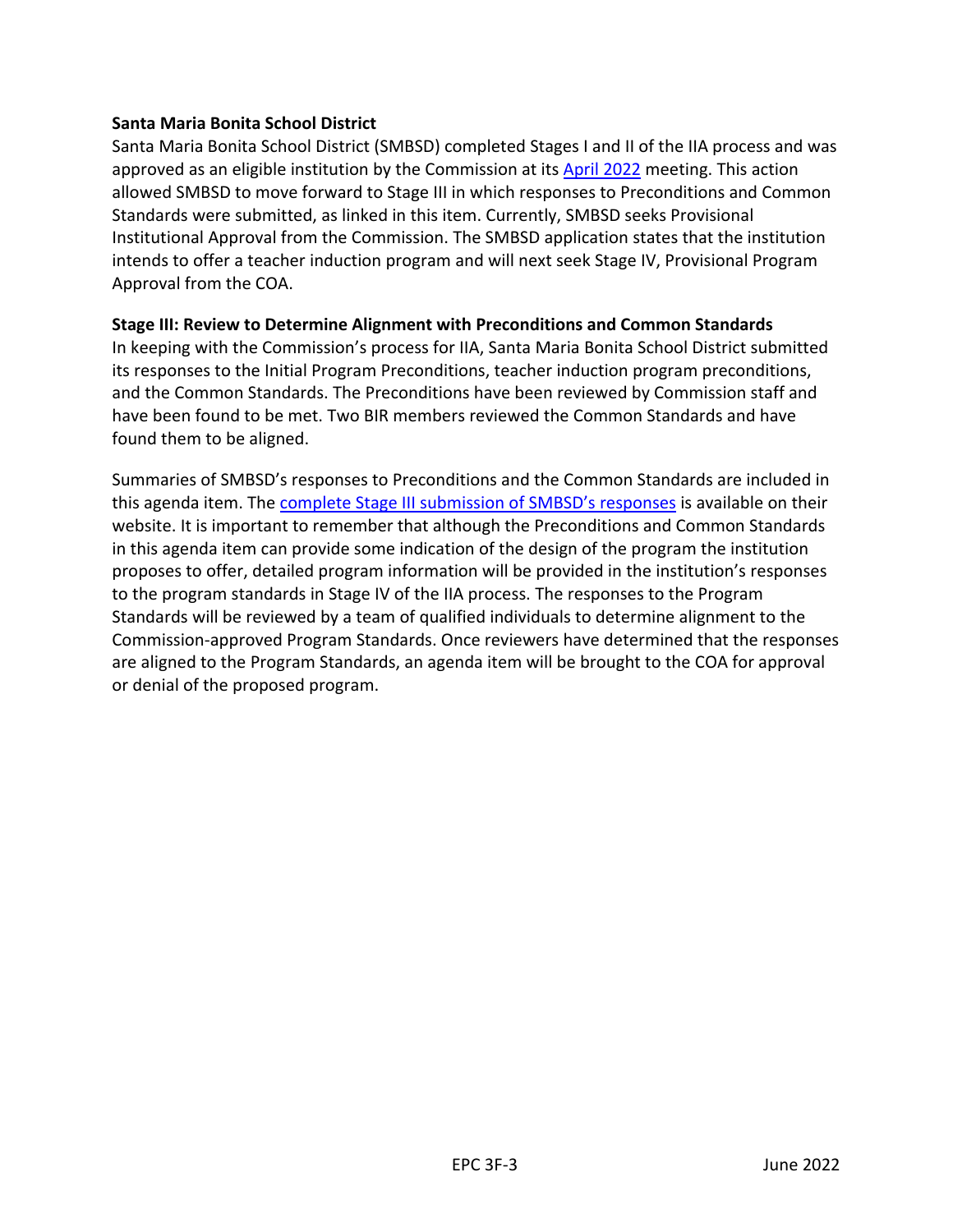**Santa Maria Bonita School District**

Santa Maria Bonita School District (SMBSD) completed Stages I and II of the IIA process and was approved as an eligible institution by the Commission at its April 2022 meeting. This action allowed SMBSD to move forward to Stage III in which responses to Preconditions and Common Standards were submitted, as linked in this item. Currently, SMBSD seeks Provisional Institutional Approval from the Commission. The SMBSD application states that the institution intends to offer a teacher induction program and will next seek Stage IV, Provisional Program Approval from the COA.

**Stage III: Review to Determine Alignment with Preconditions and Common Standards**

In keeping with the Commission's process for IIA, Santa Maria Bonita School District submitted its responses to the Initial Program Preconditions, teacher induction program preconditions, and the Common Standards. The Preconditions have been reviewed by Commission staff and have been found to be met. Two BIR members reviewed the Common Standards and have found them to be aligned.

Summaries of SMBSD's responses to Preconditions and the Common Standards are included in this agenda item. The complete Stage III submission of SMBSD's responses is available on their website. It is important to remember that although the Preconditions and Common Standards in this agenda item can provide some indication of the design of the program the institution proposes to offer, detailed program information will be provided in the institution's responses to the program standards in Stage IV of the IIA process. The responses to the Program Standards will be reviewed by a team of qualified individuals to determine alignment to the Commission-approved Program Standards. Once reviewers have determined that the responses are aligned to the Program Standards, an agenda item will be brought to the COA for approval or denial of the proposed program.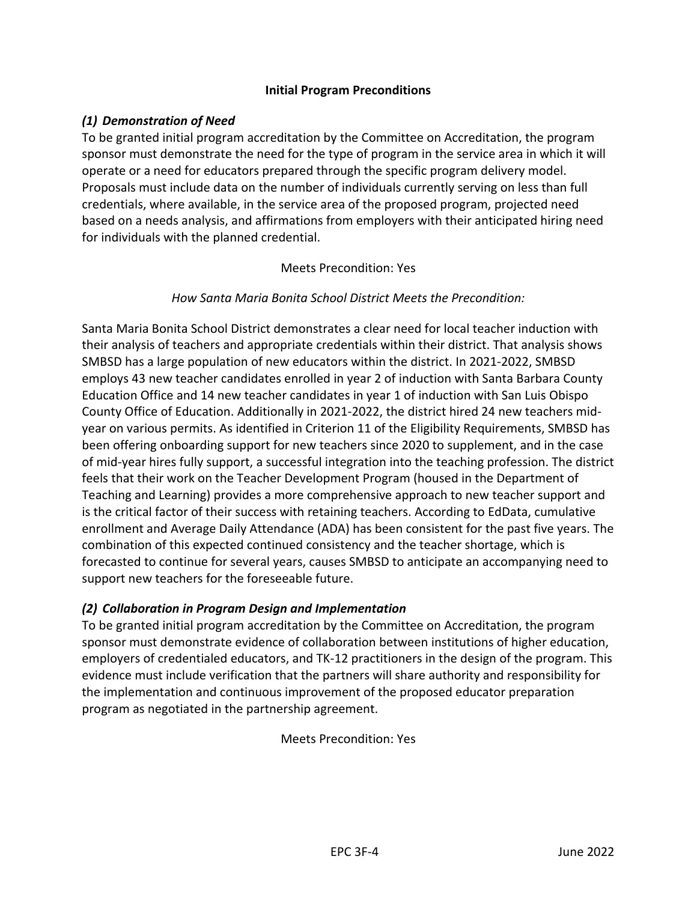## Initial Program Preconditions

### *(1) Demonstration of Need*

To be granted initial program accreditation by the Committee on Accreditation, the program sponsor must demonstrate the need for the type of program in the service area in which it will operate or a need for educators prepared through the specific program delivery model. Proposals must include data on the number of individuals currently serving on less than full credentials, where available, in the service area of the proposed program, projected need based on a needs analysis, and affirmations from employers with their anticipated hiring need for individuals with the planned credential.

Meets Precondition: Yes

*How Santa Maria Bonita School District Meets the Precondition:*

Santa Maria Bonita School District demonstrates a clear need for local teacher induction with their analysis of teachers and appropriate credentials within their district. That analysis shows SMBSD has a large population of new educators within the district. In 2021-2022, SMBSD employs 43 new teacher candidates enrolled in year 2 of induction with Santa Barbara County Education Office and 14 new teacher candidates in year 1 of induction with San Luis Obispo County Office of Education. Additionally in 2021-2022, the district hired 24 new teachers mid-year on various permits. As identified in Criterion 11 of the Eligibility Requirements, SMBSD has been offering onboarding support for new teachers since 2020 to supplement, and in the case of mid-year hires fully support, a successful integration into the teaching profession. The district feels that their work on the Teacher Development Program (housed in the Department of Teaching and Learning) provides a more comprehensive approach to new teacher support and is the critical factor of their success with retaining teachers. According to EdData, cumulative enrollment and Average Daily Attendance (ADA) has been consistent for the past five years. The combination of this expected continued consistency and the teacher shortage, which is forecasted to continue for several years, causes SMBSD to anticipate an accompanying need to support new teachers for the foreseeable future.

### *(2) Collaboration in Program Design and Implementation*

To be granted initial program accreditation by the Committee on Accreditation, the program sponsor must demonstrate evidence of collaboration between institutions of higher education, employers of credentialed educators, and TK-12 practitioners in the design of the program. This evidence must include verification that the partners will share authority and responsibility for the implementation and continuous improvement of the proposed educator preparation program as negotiated in the partnership agreement.

Meets Precondition: Yes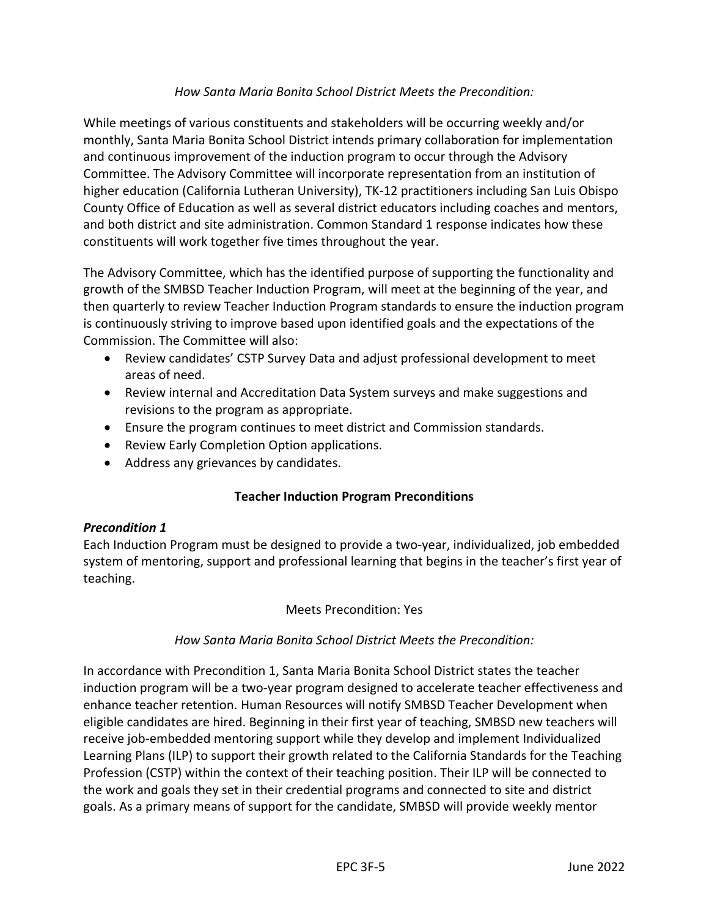*How Santa Maria Bonita School District Meets the Precondition:*

While meetings of various constituents and stakeholders will be occurring weekly and/or monthly, Santa Maria Bonita School District intends primary collaboration for implementation and continuous improvement of the induction program to occur through the Advisory Committee. The Advisory Committee will incorporate representation from an institution of higher education (California Lutheran University), TK-12 practitioners including San Luis Obispo County Office of Education as well as several district educators including coaches and mentors, and both district and site administration. Common Standard 1 response indicates how these constituents will work together five times throughout the year.

The Advisory Committee, which has the identified purpose of supporting the functionality and growth of the SMBSD Teacher Induction Program, will meet at the beginning of the year, and then quarterly to review Teacher Induction Program standards to ensure the induction program is continuously striving to improve based upon identified goals and the expectations of the Commission. The Committee will also:

- Review candidates' CSTP Survey Data and adjust professional development to meet areas of need.
- Review internal and Accreditation Data System surveys and make suggestions and revisions to the program as appropriate.
- Ensure the program continues to meet district and Commission standards.
- Review Early Completion Option applications.
- Address any grievances by candidates.

## Teacher Induction Program Preconditions

### *Precondition 1*

Each Induction Program must be designed to provide a two-year, individualized, job embedded system of mentoring, support and professional learning that begins in the teacher's first year of teaching.

Meets Precondition: Yes

*How Santa Maria Bonita School District Meets the Precondition:*

In accordance with Precondition 1, Santa Maria Bonita School District states the teacher induction program will be a two-year program designed to accelerate teacher effectiveness and enhance teacher retention. Human Resources will notify SMBSD Teacher Development when eligible candidates are hired. Beginning in their first year of teaching, SMBSD new teachers will receive job-embedded mentoring support while they develop and implement Individualized Learning Plans (ILP) to support their growth related to the California Standards for the Teaching Profession (CSTP) within the context of their teaching position. Their ILP will be connected to the work and goals they set in their credential programs and connected to site and district goals. As a primary means of support for the candidate, SMBSD will provide weekly mentor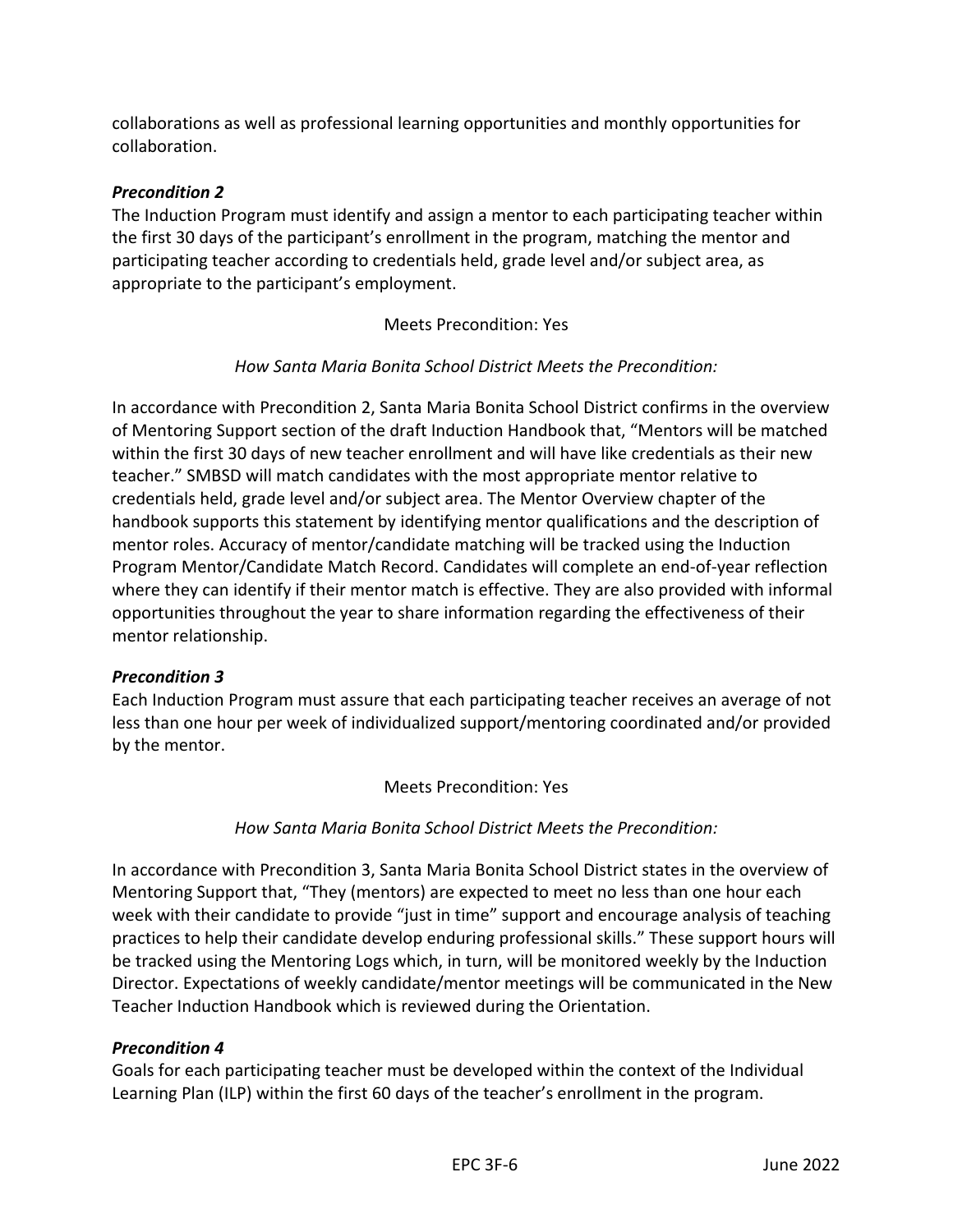collaborations as well as professional learning opportunities and monthly opportunities for collaboration.

***Precondition 2***

The Induction Program must identify and assign a mentor to each participating teacher within the first 30 days of the participant's enrollment in the program, matching the mentor and participating teacher according to credentials held, grade level and/or subject area, as appropriate to the participant's employment.

Meets Precondition: Yes

*How Santa Maria Bonita School District Meets the Precondition:*

In accordance with Precondition 2, Santa Maria Bonita School District confirms in the overview of Mentoring Support section of the draft Induction Handbook that, "Mentors will be matched within the first 30 days of new teacher enrollment and will have like credentials as their new teacher." SMBSD will match candidates with the most appropriate mentor relative to credentials held, grade level and/or subject area. The Mentor Overview chapter of the handbook supports this statement by identifying mentor qualifications and the description of mentor roles. Accuracy of mentor/candidate matching will be tracked using the Induction Program Mentor/Candidate Match Record. Candidates will complete an end-of-year reflection where they can identify if their mentor match is effective. They are also provided with informal opportunities throughout the year to share information regarding the effectiveness of their mentor relationship.

***Precondition 3***

Each Induction Program must assure that each participating teacher receives an average of not less than one hour per week of individualized support/mentoring coordinated and/or provided by the mentor.

Meets Precondition: Yes

*How Santa Maria Bonita School District Meets the Precondition:*

In accordance with Precondition 3, Santa Maria Bonita School District states in the overview of Mentoring Support that, "They (mentors) are expected to meet no less than one hour each week with their candidate to provide "just in time" support and encourage analysis of teaching practices to help their candidate develop enduring professional skills." These support hours will be tracked using the Mentoring Logs which, in turn, will be monitored weekly by the Induction Director. Expectations of weekly candidate/mentor meetings will be communicated in the New Teacher Induction Handbook which is reviewed during the Orientation.

***Precondition 4***

Goals for each participating teacher must be developed within the context of the Individual Learning Plan (ILP) within the first 60 days of the teacher's enrollment in the program.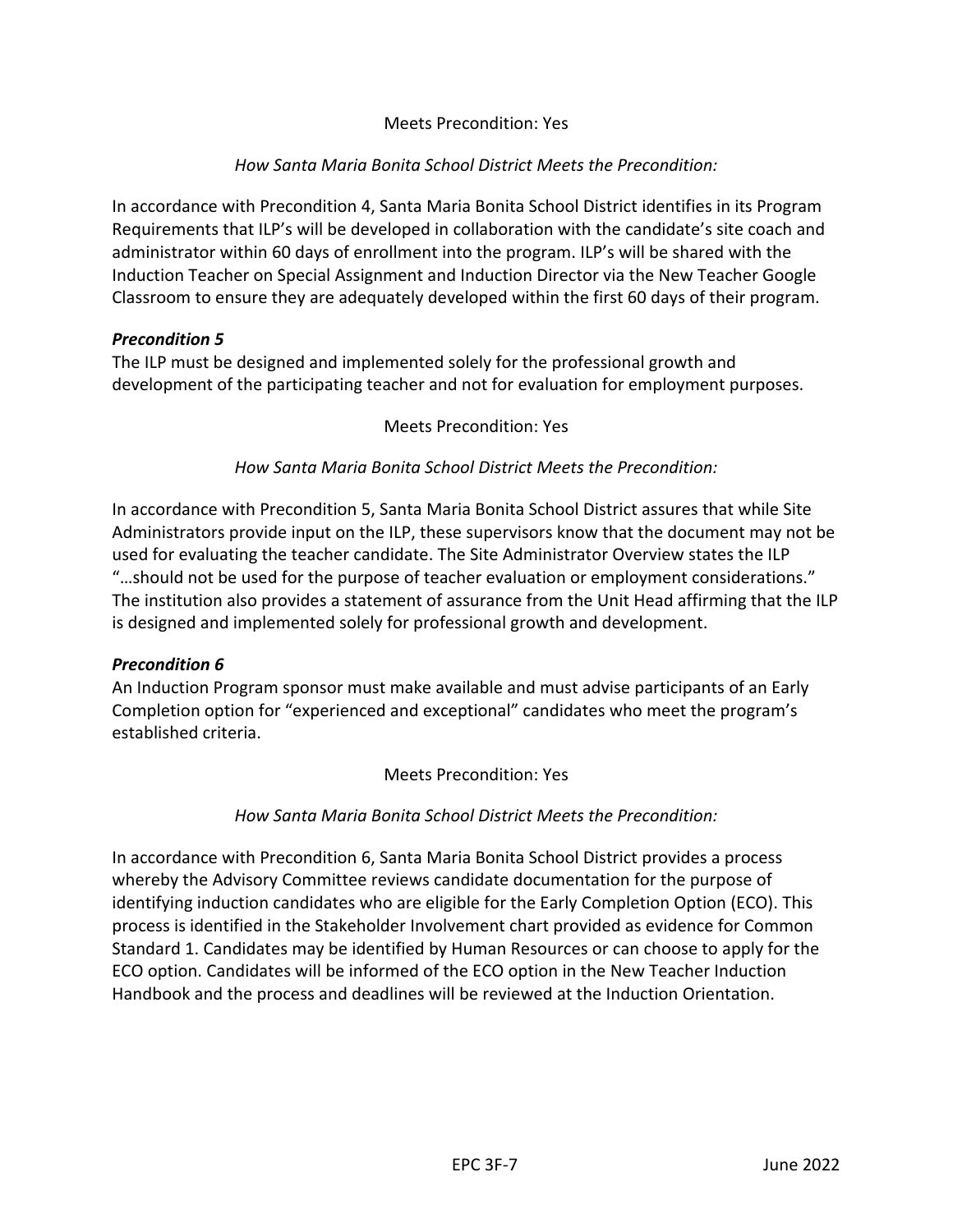Meets Precondition: Yes

*How Santa Maria Bonita School District Meets the Precondition:*

In accordance with Precondition 4, Santa Maria Bonita School District identifies in its Program Requirements that ILP's will be developed in collaboration with the candidate's site coach and administrator within 60 days of enrollment into the program. ILP's will be shared with the Induction Teacher on Special Assignment and Induction Director via the New Teacher Google Classroom to ensure they are adequately developed within the first 60 days of their program.

***Precondition 5***

The ILP must be designed and implemented solely for the professional growth and development of the participating teacher and not for evaluation for employment purposes.

Meets Precondition: Yes

*How Santa Maria Bonita School District Meets the Precondition:*

In accordance with Precondition 5, Santa Maria Bonita School District assures that while Site Administrators provide input on the ILP, these supervisors know that the document may not be used for evaluating the teacher candidate. The Site Administrator Overview states the ILP "…should not be used for the purpose of teacher evaluation or employment considerations." The institution also provides a statement of assurance from the Unit Head affirming that the ILP is designed and implemented solely for professional growth and development.

***Precondition 6***

An Induction Program sponsor must make available and must advise participants of an Early Completion option for "experienced and exceptional" candidates who meet the program's established criteria.

Meets Precondition: Yes

*How Santa Maria Bonita School District Meets the Precondition:*

In accordance with Precondition 6, Santa Maria Bonita School District provides a process whereby the Advisory Committee reviews candidate documentation for the purpose of identifying induction candidates who are eligible for the Early Completion Option (ECO). This process is identified in the Stakeholder Involvement chart provided as evidence for Common Standard 1. Candidates may be identified by Human Resources or can choose to apply for the ECO option. Candidates will be informed of the ECO option in the New Teacher Induction Handbook and the process and deadlines will be reviewed at the Induction Orientation.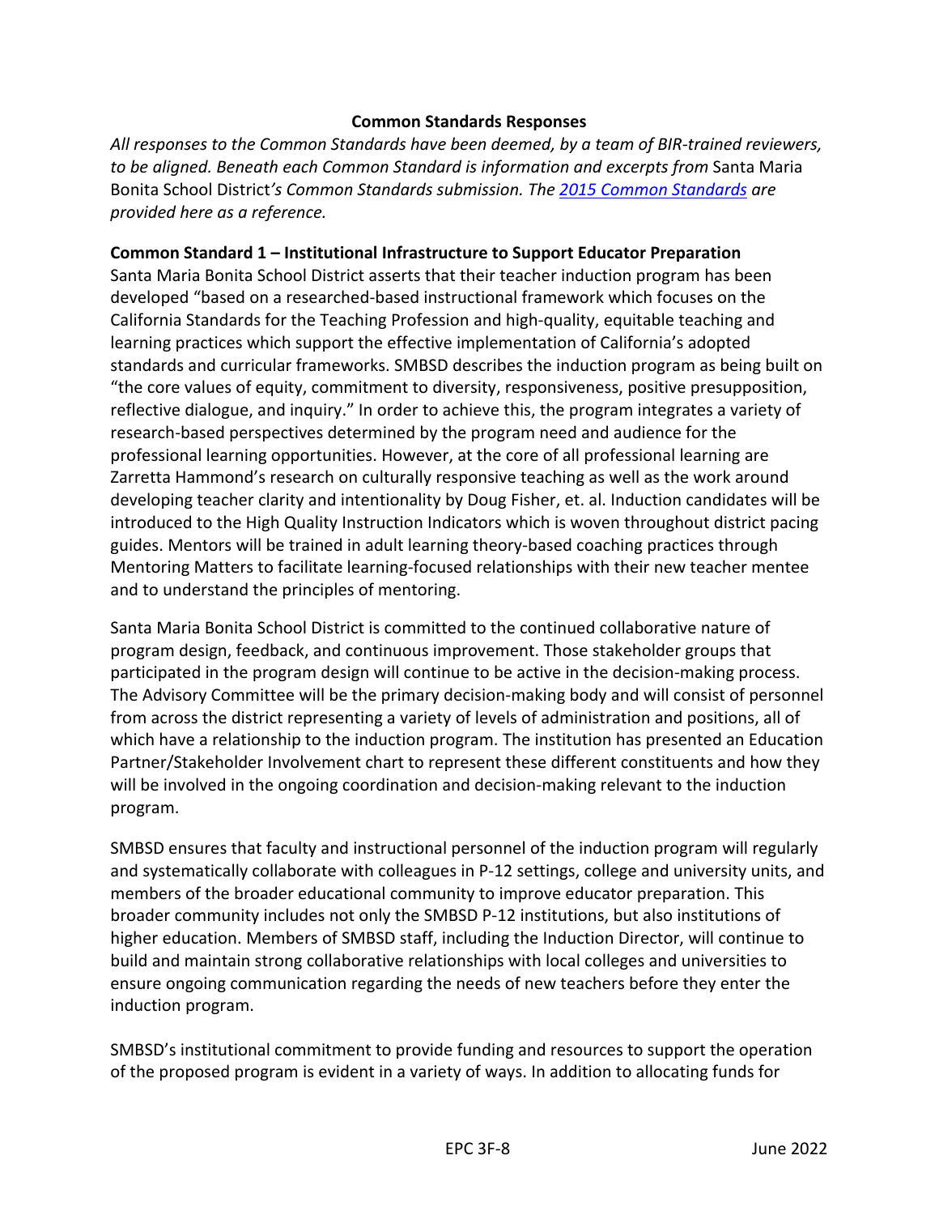**Common Standards Responses**

*All responses to the Common Standards have been deemed, by a team of BIR-trained reviewers, to be aligned. Beneath each Common Standard is information and excerpts from* Santa Maria Bonita School District*'s Common Standards submission. The [2015 Common Standards](#) are provided here as a reference.*

**Common Standard 1 – Institutional Infrastructure to Support Educator Preparation**

Santa Maria Bonita School District asserts that their teacher induction program has been developed "based on a researched-based instructional framework which focuses on the California Standards for the Teaching Profession and high-quality, equitable teaching and learning practices which support the effective implementation of California's adopted standards and curricular frameworks. SMBSD describes the induction program as being built on "the core values of equity, commitment to diversity, responsiveness, positive presupposition, reflective dialogue, and inquiry." In order to achieve this, the program integrates a variety of research-based perspectives determined by the program need and audience for the professional learning opportunities. However, at the core of all professional learning are Zarretta Hammond's research on culturally responsive teaching as well as the work around developing teacher clarity and intentionality by Doug Fisher, et. al. Induction candidates will be introduced to the High Quality Instruction Indicators which is woven throughout district pacing guides. Mentors will be trained in adult learning theory-based coaching practices through Mentoring Matters to facilitate learning-focused relationships with their new teacher mentee and to understand the principles of mentoring.

Santa Maria Bonita School District is committed to the continued collaborative nature of program design, feedback, and continuous improvement. Those stakeholder groups that participated in the program design will continue to be active in the decision-making process. The Advisory Committee will be the primary decision-making body and will consist of personnel from across the district representing a variety of levels of administration and positions, all of which have a relationship to the induction program. The institution has presented an Education Partner/Stakeholder Involvement chart to represent these different constituents and how they will be involved in the ongoing coordination and decision-making relevant to the induction program.

SMBSD ensures that faculty and instructional personnel of the induction program will regularly and systematically collaborate with colleagues in P-12 settings, college and university units, and members of the broader educational community to improve educator preparation. This broader community includes not only the SMBSD P-12 institutions, but also institutions of higher education. Members of SMBSD staff, including the Induction Director, will continue to build and maintain strong collaborative relationships with local colleges and universities to ensure ongoing communication regarding the needs of new teachers before they enter the induction program.

SMBSD's institutional commitment to provide funding and resources to support the operation of the proposed program is evident in a variety of ways. In addition to allocating funds for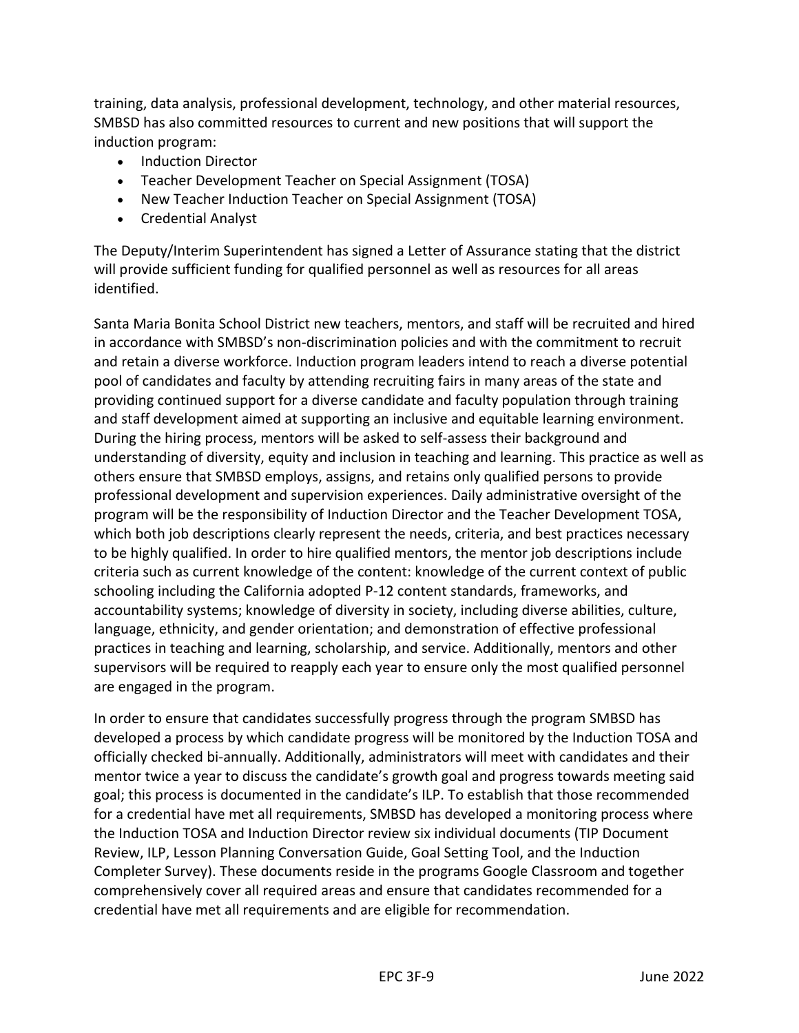training, data analysis, professional development, technology, and other material resources, SMBSD has also committed resources to current and new positions that will support the induction program:

- Induction Director
- Teacher Development Teacher on Special Assignment (TOSA)
- New Teacher Induction Teacher on Special Assignment (TOSA)
- Credential Analyst

The Deputy/Interim Superintendent has signed a Letter of Assurance stating that the district will provide sufficient funding for qualified personnel as well as resources for all areas identified.

Santa Maria Bonita School District new teachers, mentors, and staff will be recruited and hired in accordance with SMBSD's non-discrimination policies and with the commitment to recruit and retain a diverse workforce. Induction program leaders intend to reach a diverse potential pool of candidates and faculty by attending recruiting fairs in many areas of the state and providing continued support for a diverse candidate and faculty population through training and staff development aimed at supporting an inclusive and equitable learning environment. During the hiring process, mentors will be asked to self-assess their background and understanding of diversity, equity and inclusion in teaching and learning. This practice as well as others ensure that SMBSD employs, assigns, and retains only qualified persons to provide professional development and supervision experiences. Daily administrative oversight of the program will be the responsibility of Induction Director and the Teacher Development TOSA, which both job descriptions clearly represent the needs, criteria, and best practices necessary to be highly qualified. In order to hire qualified mentors, the mentor job descriptions include criteria such as current knowledge of the content: knowledge of the current context of public schooling including the California adopted P-12 content standards, frameworks, and accountability systems; knowledge of diversity in society, including diverse abilities, culture, language, ethnicity, and gender orientation; and demonstration of effective professional practices in teaching and learning, scholarship, and service. Additionally, mentors and other supervisors will be required to reapply each year to ensure only the most qualified personnel are engaged in the program.

In order to ensure that candidates successfully progress through the program SMBSD has developed a process by which candidate progress will be monitored by the Induction TOSA and officially checked bi-annually. Additionally, administrators will meet with candidates and their mentor twice a year to discuss the candidate's growth goal and progress towards meeting said goal; this process is documented in the candidate's ILP. To establish that those recommended for a credential have met all requirements, SMBSD has developed a monitoring process where the Induction TOSA and Induction Director review six individual documents (TIP Document Review, ILP, Lesson Planning Conversation Guide, Goal Setting Tool, and the Induction Completer Survey). These documents reside in the programs Google Classroom and together comprehensively cover all required areas and ensure that candidates recommended for a credential have met all requirements and are eligible for recommendation.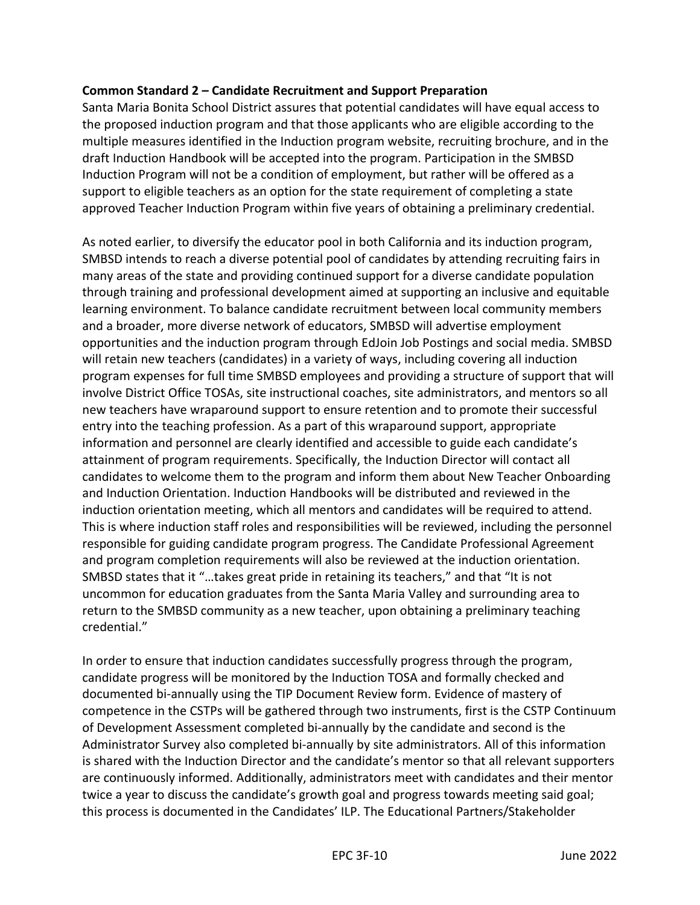**Common Standard 2 – Candidate Recruitment and Support Preparation**

Santa Maria Bonita School District assures that potential candidates will have equal access to the proposed induction program and that those applicants who are eligible according to the multiple measures identified in the Induction program website, recruiting brochure, and in the draft Induction Handbook will be accepted into the program. Participation in the SMBSD Induction Program will not be a condition of employment, but rather will be offered as a support to eligible teachers as an option for the state requirement of completing a state approved Teacher Induction Program within five years of obtaining a preliminary credential.

As noted earlier, to diversify the educator pool in both California and its induction program, SMBSD intends to reach a diverse potential pool of candidates by attending recruiting fairs in many areas of the state and providing continued support for a diverse candidate population through training and professional development aimed at supporting an inclusive and equitable learning environment. To balance candidate recruitment between local community members and a broader, more diverse network of educators, SMBSD will advertise employment opportunities and the induction program through EdJoin Job Postings and social media. SMBSD will retain new teachers (candidates) in a variety of ways, including covering all induction program expenses for full time SMBSD employees and providing a structure of support that will involve District Office TOSAs, site instructional coaches, site administrators, and mentors so all new teachers have wraparound support to ensure retention and to promote their successful entry into the teaching profession. As a part of this wraparound support, appropriate information and personnel are clearly identified and accessible to guide each candidate's attainment of program requirements. Specifically, the Induction Director will contact all candidates to welcome them to the program and inform them about New Teacher Onboarding and Induction Orientation. Induction Handbooks will be distributed and reviewed in the induction orientation meeting, which all mentors and candidates will be required to attend. This is where induction staff roles and responsibilities will be reviewed, including the personnel responsible for guiding candidate program progress. The Candidate Professional Agreement and program completion requirements will also be reviewed at the induction orientation. SMBSD states that it "…takes great pride in retaining its teachers," and that "It is not uncommon for education graduates from the Santa Maria Valley and surrounding area to return to the SMBSD community as a new teacher, upon obtaining a preliminary teaching credential."

In order to ensure that induction candidates successfully progress through the program, candidate progress will be monitored by the Induction TOSA and formally checked and documented bi-annually using the TIP Document Review form. Evidence of mastery of competence in the CSTPs will be gathered through two instruments, first is the CSTP Continuum of Development Assessment completed bi-annually by the candidate and second is the Administrator Survey also completed bi-annually by site administrators. All of this information is shared with the Induction Director and the candidate's mentor so that all relevant supporters are continuously informed. Additionally, administrators meet with candidates and their mentor twice a year to discuss the candidate's growth goal and progress towards meeting said goal; this process is documented in the Candidates' ILP. The Educational Partners/Stakeholder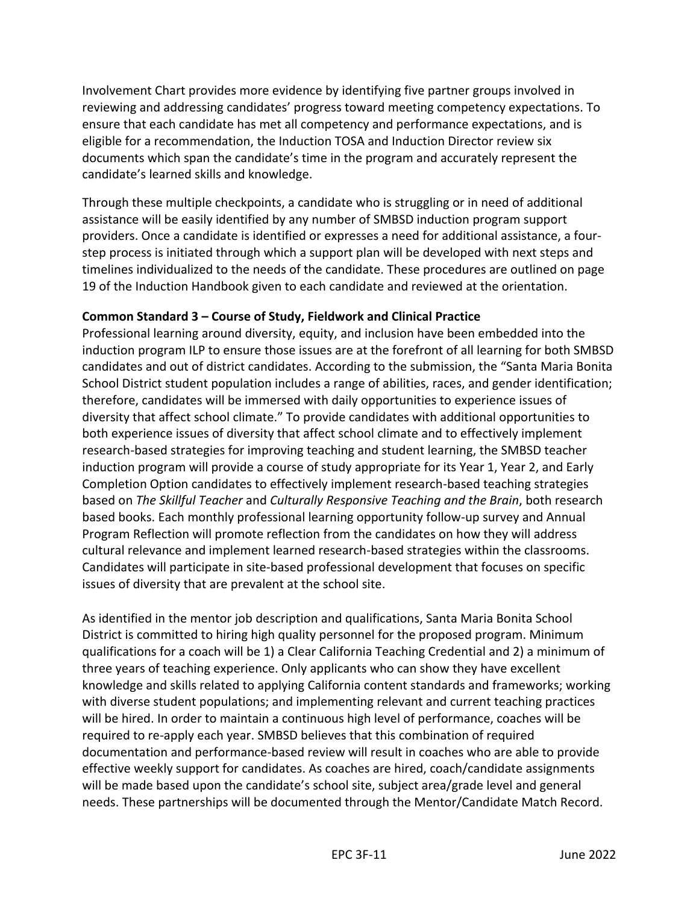Involvement Chart provides more evidence by identifying five partner groups involved in reviewing and addressing candidates' progress toward meeting competency expectations. To ensure that each candidate has met all competency and performance expectations, and is eligible for a recommendation, the Induction TOSA and Induction Director review six documents which span the candidate's time in the program and accurately represent the candidate's learned skills and knowledge.

Through these multiple checkpoints, a candidate who is struggling or in need of additional assistance will be easily identified by any number of SMBSD induction program support providers. Once a candidate is identified or expresses a need for additional assistance, a four-step process is initiated through which a support plan will be developed with next steps and timelines individualized to the needs of the candidate. These procedures are outlined on page 19 of the Induction Handbook given to each candidate and reviewed at the orientation.

**Common Standard 3 – Course of Study, Fieldwork and Clinical Practice**

Professional learning around diversity, equity, and inclusion have been embedded into the induction program ILP to ensure those issues are at the forefront of all learning for both SMBSD candidates and out of district candidates. According to the submission, the "Santa Maria Bonita School District student population includes a range of abilities, races, and gender identification; therefore, candidates will be immersed with daily opportunities to experience issues of diversity that affect school climate." To provide candidates with additional opportunities to both experience issues of diversity that affect school climate and to effectively implement research-based strategies for improving teaching and student learning, the SMBSD teacher induction program will provide a course of study appropriate for its Year 1, Year 2, and Early Completion Option candidates to effectively implement research-based teaching strategies based on *The Skillful Teacher* and *Culturally Responsive Teaching and the Brain*, both research based books. Each monthly professional learning opportunity follow-up survey and Annual Program Reflection will promote reflection from the candidates on how they will address cultural relevance and implement learned research-based strategies within the classrooms. Candidates will participate in site-based professional development that focuses on specific issues of diversity that are prevalent at the school site.

As identified in the mentor job description and qualifications, Santa Maria Bonita School District is committed to hiring high quality personnel for the proposed program. Minimum qualifications for a coach will be 1) a Clear California Teaching Credential and 2) a minimum of three years of teaching experience. Only applicants who can show they have excellent knowledge and skills related to applying California content standards and frameworks; working with diverse student populations; and implementing relevant and current teaching practices will be hired. In order to maintain a continuous high level of performance, coaches will be required to re-apply each year. SMBSD believes that this combination of required documentation and performance-based review will result in coaches who are able to provide effective weekly support for candidates. As coaches are hired, coach/candidate assignments will be made based upon the candidate's school site, subject area/grade level and general needs. These partnerships will be documented through the Mentor/Candidate Match Record.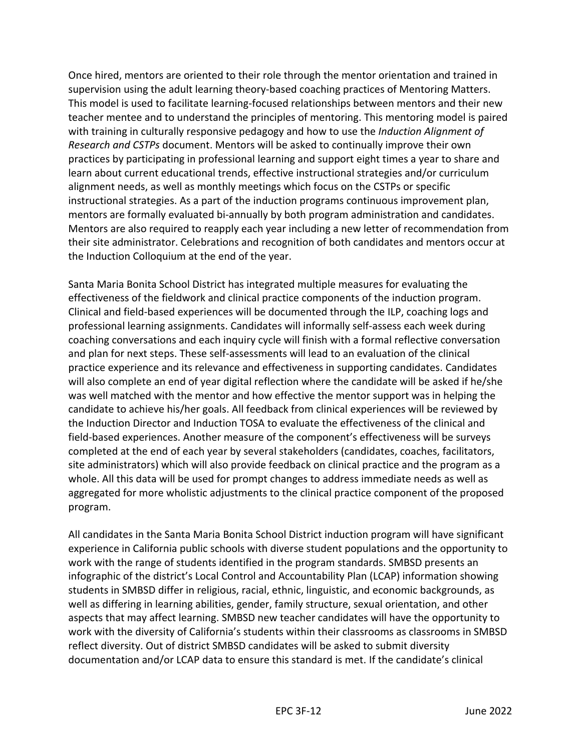Once hired, mentors are oriented to their role through the mentor orientation and trained in supervision using the adult learning theory-based coaching practices of Mentoring Matters. This model is used to facilitate learning-focused relationships between mentors and their new teacher mentee and to understand the principles of mentoring. This mentoring model is paired with training in culturally responsive pedagogy and how to use the *Induction Alignment of Research and CSTPs* document. Mentors will be asked to continually improve their own practices by participating in professional learning and support eight times a year to share and learn about current educational trends, effective instructional strategies and/or curriculum alignment needs, as well as monthly meetings which focus on the CSTPs or specific instructional strategies. As a part of the induction programs continuous improvement plan, mentors are formally evaluated bi-annually by both program administration and candidates. Mentors are also required to reapply each year including a new letter of recommendation from their site administrator. Celebrations and recognition of both candidates and mentors occur at the Induction Colloquium at the end of the year.

Santa Maria Bonita School District has integrated multiple measures for evaluating the effectiveness of the fieldwork and clinical practice components of the induction program. Clinical and field-based experiences will be documented through the ILP, coaching logs and professional learning assignments. Candidates will informally self-assess each week during coaching conversations and each inquiry cycle will finish with a formal reflective conversation and plan for next steps. These self-assessments will lead to an evaluation of the clinical practice experience and its relevance and effectiveness in supporting candidates. Candidates will also complete an end of year digital reflection where the candidate will be asked if he/she was well matched with the mentor and how effective the mentor support was in helping the candidate to achieve his/her goals. All feedback from clinical experiences will be reviewed by the Induction Director and Induction TOSA to evaluate the effectiveness of the clinical and field-based experiences. Another measure of the component's effectiveness will be surveys completed at the end of each year by several stakeholders (candidates, coaches, facilitators, site administrators) which will also provide feedback on clinical practice and the program as a whole. All this data will be used for prompt changes to address immediate needs as well as aggregated for more wholistic adjustments to the clinical practice component of the proposed program.

All candidates in the Santa Maria Bonita School District induction program will have significant experience in California public schools with diverse student populations and the opportunity to work with the range of students identified in the program standards. SMBSD presents an infographic of the district's Local Control and Accountability Plan (LCAP) information showing students in SMBSD differ in religious, racial, ethnic, linguistic, and economic backgrounds, as well as differing in learning abilities, gender, family structure, sexual orientation, and other aspects that may affect learning. SMBSD new teacher candidates will have the opportunity to work with the diversity of California's students within their classrooms as classrooms in SMBSD reflect diversity. Out of district SMBSD candidates will be asked to submit diversity documentation and/or LCAP data to ensure this standard is met. If the candidate's clinical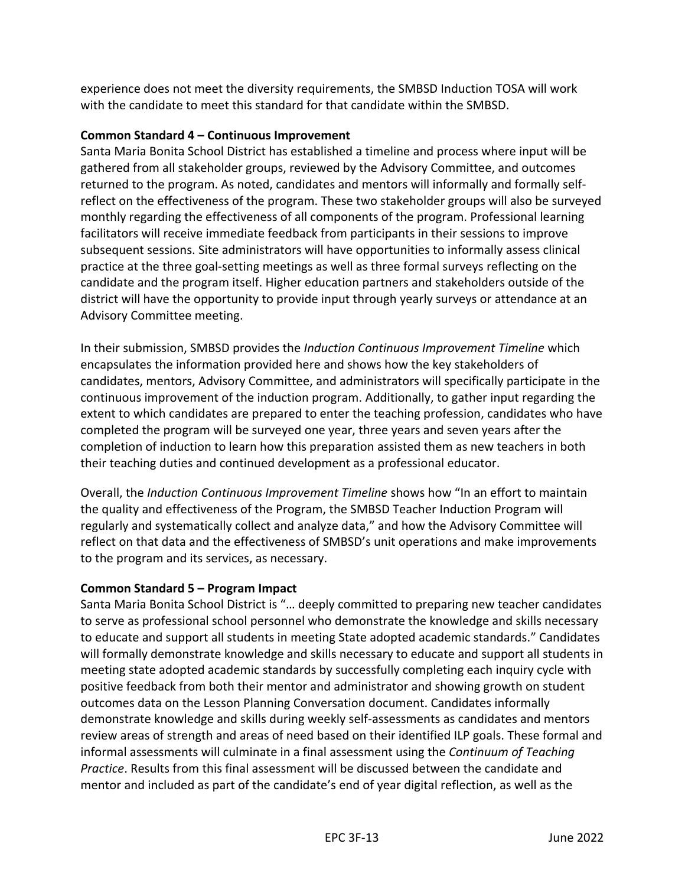experience does not meet the diversity requirements, the SMBSD Induction TOSA will work with the candidate to meet this standard for that candidate within the SMBSD.

**Common Standard 4 – Continuous Improvement**

Santa Maria Bonita School District has established a timeline and process where input will be gathered from all stakeholder groups, reviewed by the Advisory Committee, and outcomes returned to the program. As noted, candidates and mentors will informally and formally self-reflect on the effectiveness of the program. These two stakeholder groups will also be surveyed monthly regarding the effectiveness of all components of the program. Professional learning facilitators will receive immediate feedback from participants in their sessions to improve subsequent sessions. Site administrators will have opportunities to informally assess clinical practice at the three goal-setting meetings as well as three formal surveys reflecting on the candidate and the program itself. Higher education partners and stakeholders outside of the district will have the opportunity to provide input through yearly surveys or attendance at an Advisory Committee meeting.

In their submission, SMBSD provides the *Induction Continuous Improvement Timeline* which encapsulates the information provided here and shows how the key stakeholders of candidates, mentors, Advisory Committee, and administrators will specifically participate in the continuous improvement of the induction program. Additionally, to gather input regarding the extent to which candidates are prepared to enter the teaching profession, candidates who have completed the program will be surveyed one year, three years and seven years after the completion of induction to learn how this preparation assisted them as new teachers in both their teaching duties and continued development as a professional educator.

Overall, the *Induction Continuous Improvement Timeline* shows how "In an effort to maintain the quality and effectiveness of the Program, the SMBSD Teacher Induction Program will regularly and systematically collect and analyze data," and how the Advisory Committee will reflect on that data and the effectiveness of SMBSD's unit operations and make improvements to the program and its services, as necessary.

**Common Standard 5 – Program Impact**

Santa Maria Bonita School District is "… deeply committed to preparing new teacher candidates to serve as professional school personnel who demonstrate the knowledge and skills necessary to educate and support all students in meeting State adopted academic standards." Candidates will formally demonstrate knowledge and skills necessary to educate and support all students in meeting state adopted academic standards by successfully completing each inquiry cycle with positive feedback from both their mentor and administrator and showing growth on student outcomes data on the Lesson Planning Conversation document. Candidates informally demonstrate knowledge and skills during weekly self-assessments as candidates and mentors review areas of strength and areas of need based on their identified ILP goals. These formal and informal assessments will culminate in a final assessment using the *Continuum of Teaching Practice*. Results from this final assessment will be discussed between the candidate and mentor and included as part of the candidate's end of year digital reflection, as well as the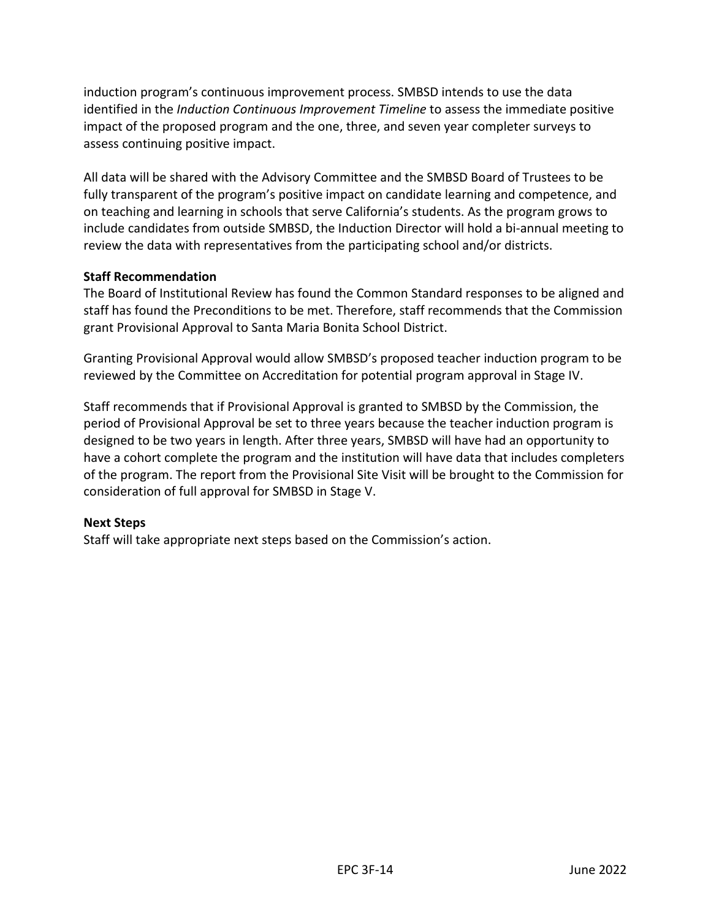induction program's continuous improvement process. SMBSD intends to use the data identified in the *Induction Continuous Improvement Timeline* to assess the immediate positive impact of the proposed program and the one, three, and seven year completer surveys to assess continuing positive impact.

All data will be shared with the Advisory Committee and the SMBSD Board of Trustees to be fully transparent of the program's positive impact on candidate learning and competence, and on teaching and learning in schools that serve California's students. As the program grows to include candidates from outside SMBSD, the Induction Director will hold a bi-annual meeting to review the data with representatives from the participating school and/or districts.

**Staff Recommendation**

The Board of Institutional Review has found the Common Standard responses to be aligned and staff has found the Preconditions to be met. Therefore, staff recommends that the Commission grant Provisional Approval to Santa Maria Bonita School District.

Granting Provisional Approval would allow SMBSD's proposed teacher induction program to be reviewed by the Committee on Accreditation for potential program approval in Stage IV.

Staff recommends that if Provisional Approval is granted to SMBSD by the Commission, the period of Provisional Approval be set to three years because the teacher induction program is designed to be two years in length. After three years, SMBSD will have had an opportunity to have a cohort complete the program and the institution will have data that includes completers of the program. The report from the Provisional Site Visit will be brought to the Commission for consideration of full approval for SMBSD in Stage V.

**Next Steps**

Staff will take appropriate next steps based on the Commission's action.